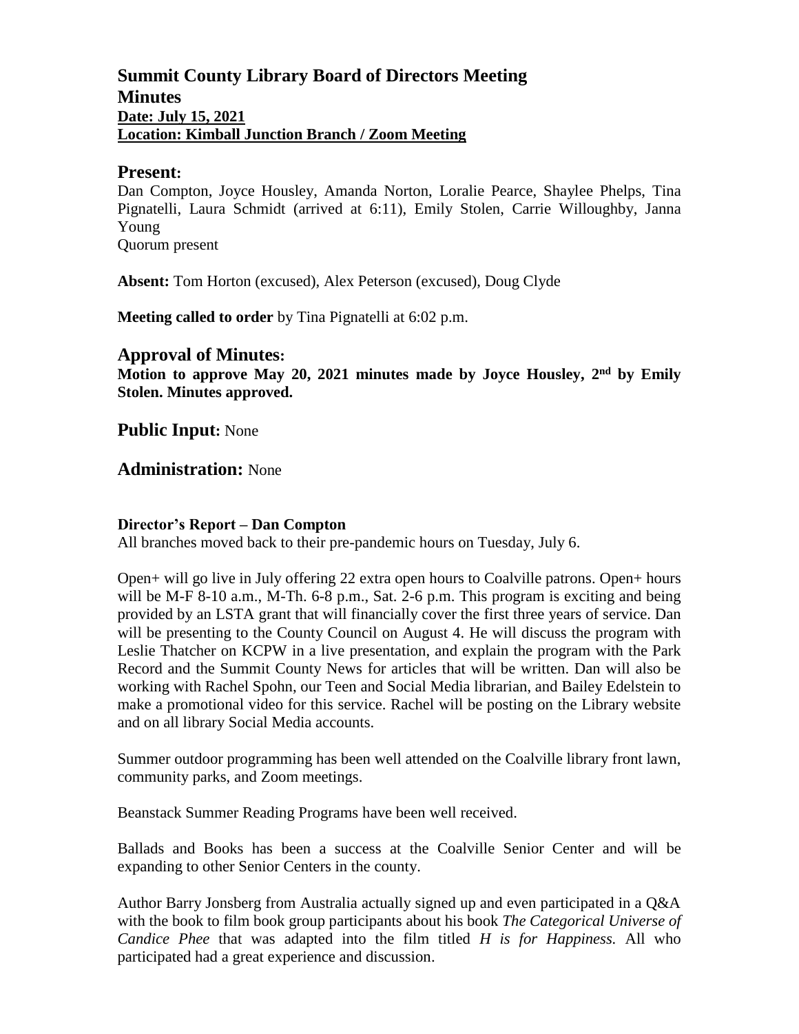# Summit County Library Board of Directors Meeting

## Minutes

**Date: July 15, 2021**
**Location: Kimball Junction Branch / Zoom Meeting**

## Present:

Dan Compton, Joyce Housley, Amanda Norton, Loralie Pearce, Shaylee Phelps, Tina Pignatelli, Laura Schmidt (arrived at 6:11), Emily Stolen, Carrie Willoughby, Janna Young
Quorum present

**Absent:** Tom Horton (excused), Alex Peterson (excused), Doug Clyde

**Meeting called to order** by Tina Pignatelli at 6:02 p.m.

## Approval of Minutes:

**Motion to approve May 20, 2021 minutes made by Joyce Housley, 2nd by Emily Stolen. Minutes approved.**

## Public Input: None

## Administration: None

**Director's Report – Dan Compton**

All branches moved back to their pre-pandemic hours on Tuesday, July 6.

Open+ will go live in July offering 22 extra open hours to Coalville patrons. Open+ hours will be M-F 8-10 a.m., M-Th. 6-8 p.m., Sat. 2-6 p.m. This program is exciting and being provided by an LSTA grant that will financially cover the first three years of service. Dan will be presenting to the County Council on August 4. He will discuss the program with Leslie Thatcher on KCPW in a live presentation, and explain the program with the Park Record and the Summit County News for articles that will be written. Dan will also be working with Rachel Spohn, our Teen and Social Media librarian, and Bailey Edelstein to make a promotional video for this service. Rachel will be posting on the Library website and on all library Social Media accounts.

Summer outdoor programming has been well attended on the Coalville library front lawn, community parks, and Zoom meetings.

Beanstack Summer Reading Programs have been well received.

Ballads and Books has been a success at the Coalville Senior Center and will be expanding to other Senior Centers in the county.

Author Barry Jonsberg from Australia actually signed up and even participated in a Q&A with the book to film book group participants about his book *The Categorical Universe of Candice Phee* that was adapted into the film titled *H is for Happiness.* All who participated had a great experience and discussion.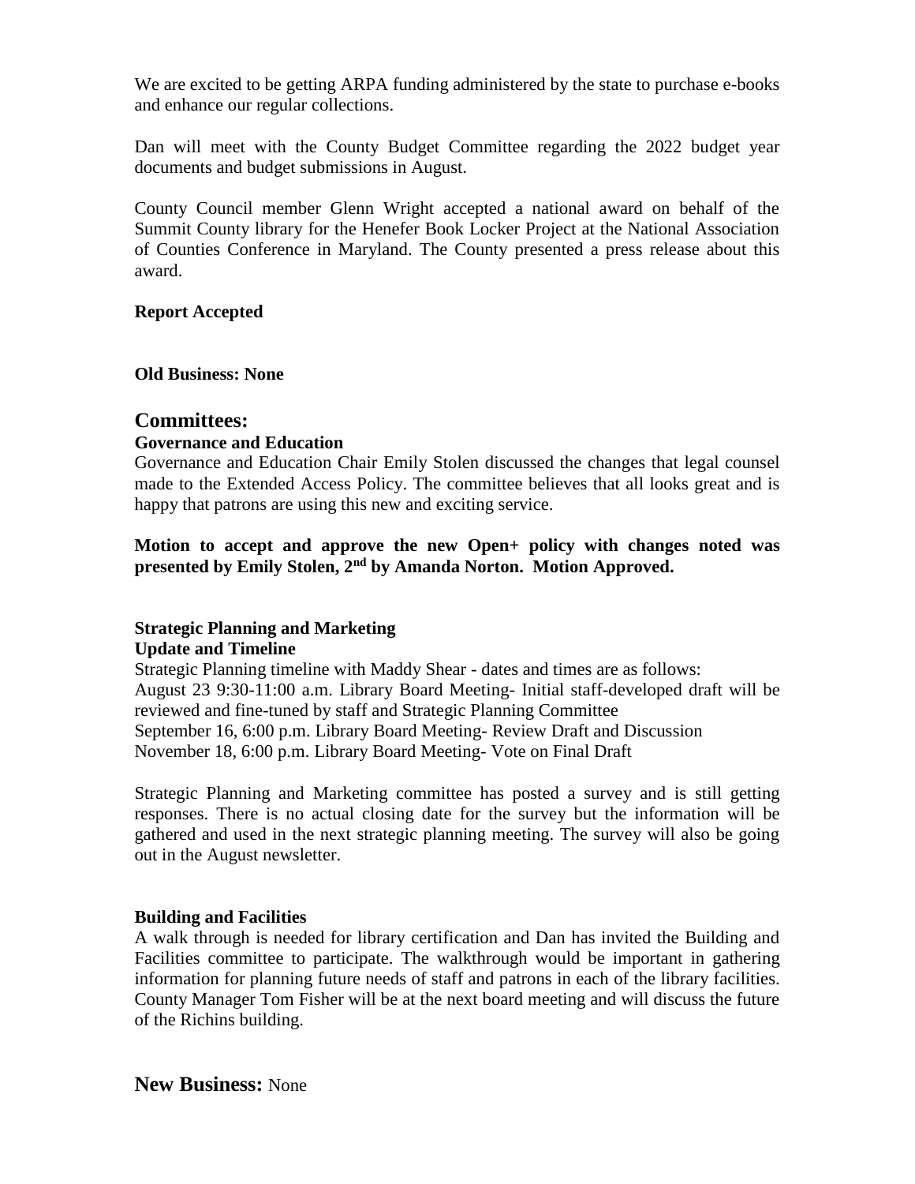We are excited to be getting ARPA funding administered by the state to purchase e-books and enhance our regular collections.

Dan will meet with the County Budget Committee regarding the 2022 budget year documents and budget submissions in August.

County Council member Glenn Wright accepted a national award on behalf of the Summit County library for the Henefer Book Locker Project at the National Association of Counties Conference in Maryland. The County presented a press release about this award.

**Report Accepted**

**Old Business: None**

## Committees:

**Governance and Education**

Governance and Education Chair Emily Stolen discussed the changes that legal counsel made to the Extended Access Policy. The committee believes that all looks great and is happy that patrons are using this new and exciting service.

**Motion to accept and approve the new Open+ policy with changes noted was presented by Emily Stolen, 2nd by Amanda Norton. Motion Approved.**

**Strategic Planning and Marketing**

**Update and Timeline**

Strategic Planning timeline with Maddy Shear - dates and times are as follows:
August 23 9:30-11:00 a.m. Library Board Meeting- Initial staff-developed draft will be reviewed and fine-tuned by staff and Strategic Planning Committee
September 16, 6:00 p.m. Library Board Meeting- Review Draft and Discussion
November 18, 6:00 p.m. Library Board Meeting- Vote on Final Draft

Strategic Planning and Marketing committee has posted a survey and is still getting responses. There is no actual closing date for the survey but the information will be gathered and used in the next strategic planning meeting. The survey will also be going out in the August newsletter.

**Building and Facilities**

A walk through is needed for library certification and Dan has invited the Building and Facilities committee to participate. The walkthrough would be important in gathering information for planning future needs of staff and patrons in each of the library facilities. County Manager Tom Fisher will be at the next board meeting and will discuss the future of the Richins building.

## New Business: None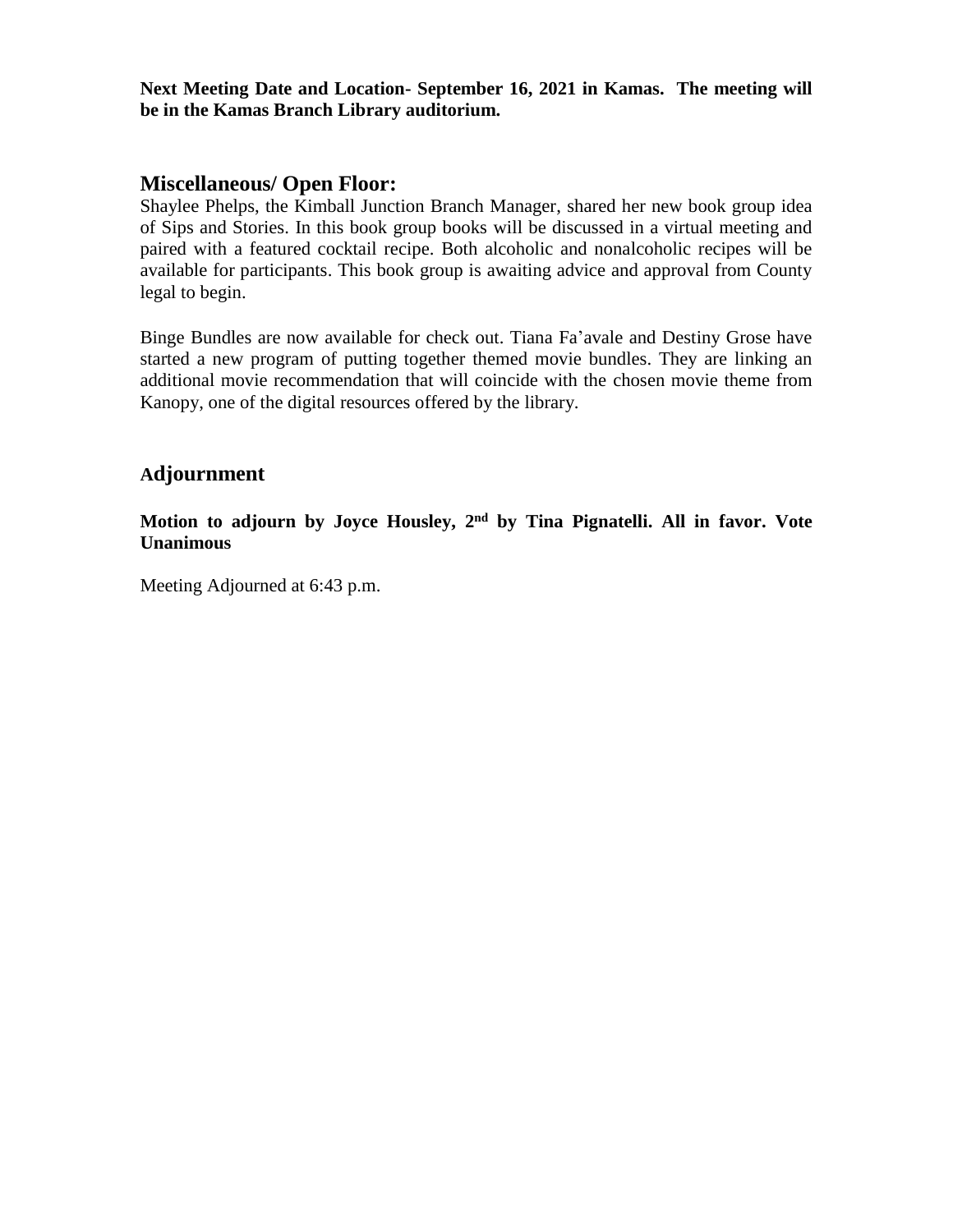**Next Meeting Date and Location- September 16, 2021 in Kamas. The meeting will be in the Kamas Branch Library auditorium.**

## Miscellaneous/ Open Floor:

Shaylee Phelps, the Kimball Junction Branch Manager, shared her new book group idea of Sips and Stories. In this book group books will be discussed in a virtual meeting and paired with a featured cocktail recipe. Both alcoholic and nonalcoholic recipes will be available for participants. This book group is awaiting advice and approval from County legal to begin.

Binge Bundles are now available for check out. Tiana Fa'avale and Destiny Grose have started a new program of putting together themed movie bundles. They are linking an additional movie recommendation that will coincide with the chosen movie theme from Kanopy, one of the digital resources offered by the library.

## Adjournment

**Motion to adjourn by Joyce Housley, 2nd by Tina Pignatelli. All in favor. Vote Unanimous**

Meeting Adjourned at 6:43 p.m.